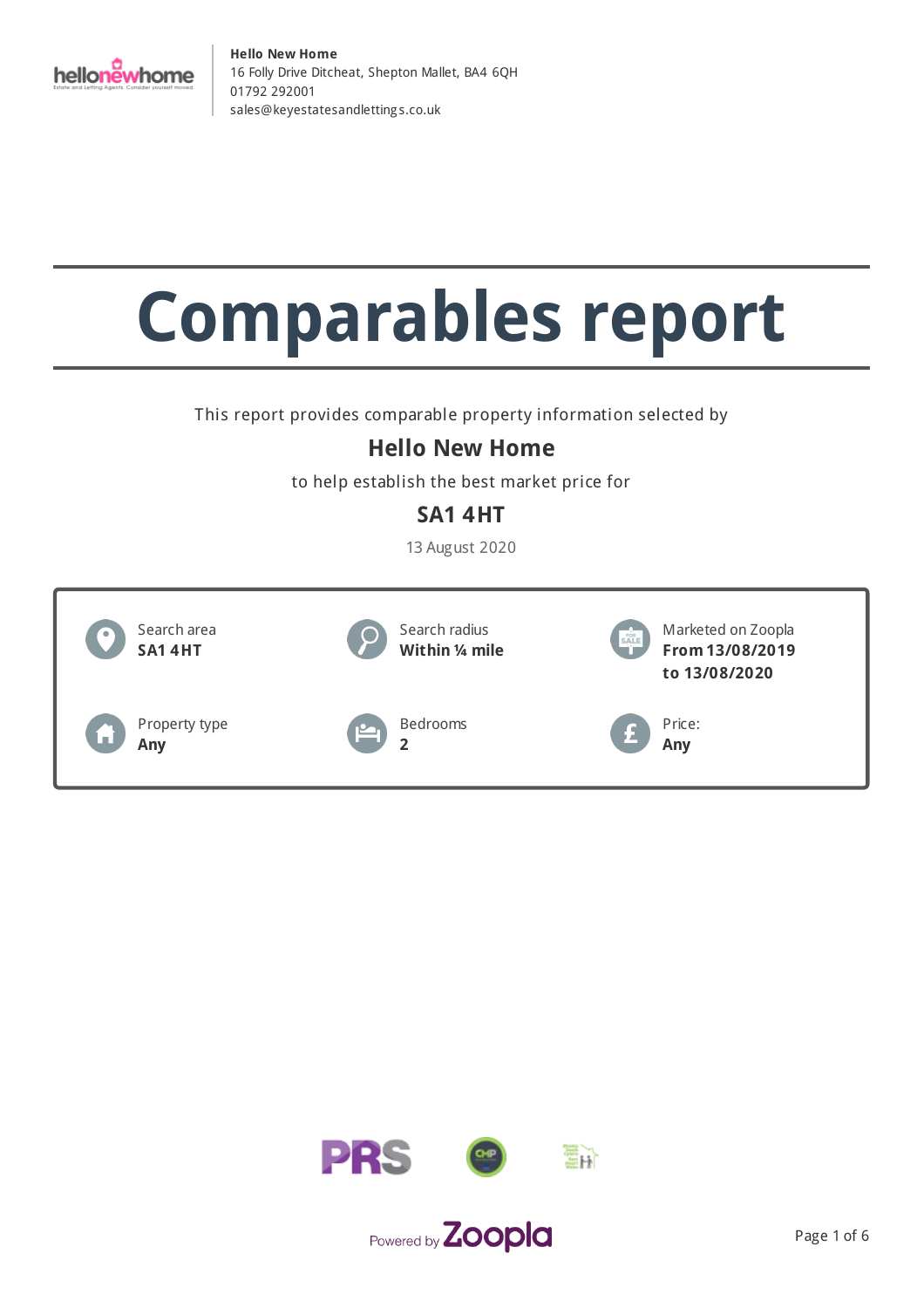**Hello New Home**
16 Folly Drive Ditcheat, Shepton Mallet, BA4 6QH
01792 292001
sales@keyestatesandlettings.co.uk

# Comparables report

This report provides comparable property information selected by

## Hello New Home

to help establish the best market price for

## SA1 4HT

13 August 2020

| | | |
|---|---|---|
| Search area **SA1 4HT** | Search radius **Within ¼ mile** | Marketed on Zoopla **From 13/08/2019 to 13/08/2020** |
| Property type **Any** | Bedrooms **2** | Price: **Any** |

Powered by Zoopla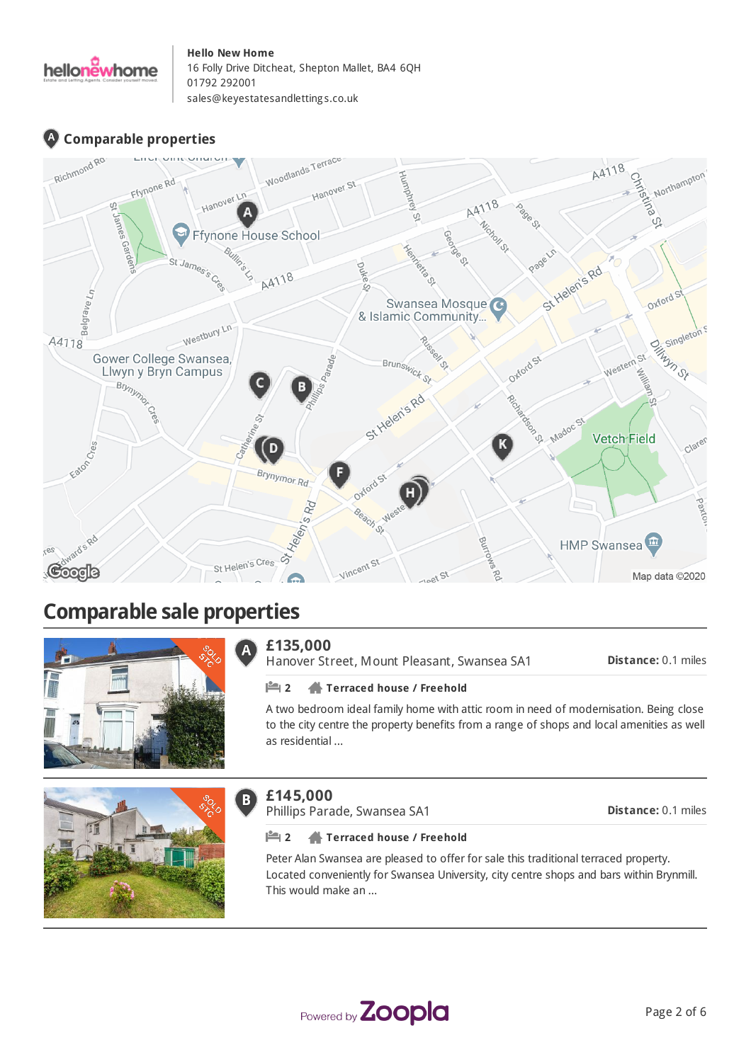**Hello New Home**
16 Folly Drive Ditcheat, Shepton Mallet, BA4 6QH
01792 292001
sales@keyestatesandlettings.co.uk

## Comparable properties

# Comparable sale properties

**A**

**£135,000**
Hanover Street, Mount Pleasant, Swansea SA1

**Distance:** 0.1 miles

2 | **Terraced house / Freehold**

A two bedroom ideal family home with attic room in need of modernisation. Being close to the city centre the property benefits from a range of shops and local amenities as well as residential ...

**B**

**£145,000**
Phillips Parade, Swansea SA1

**Distance:** 0.1 miles

2 | **Terraced house / Freehold**

Peter Alan Swansea are pleased to offer for sale this traditional terraced property. Located conveniently for Swansea University, city centre shops and bars within Brynmill. This would make an ...

Powered by Zoopla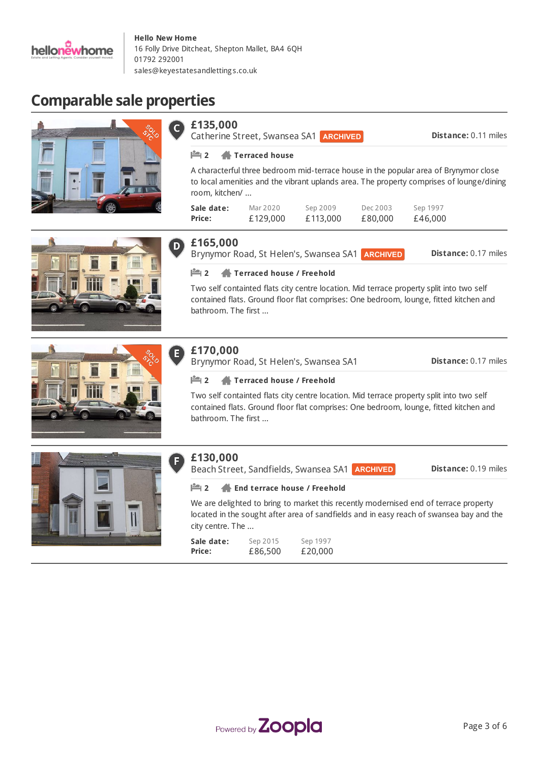**Hello New Home**
16 Folly Drive Ditcheat, Shepton Mallet, BA4 6QH
01792 292001
sales@keyestatesandlettings.co.uk

# Comparable sale properties

### C — £135,000
Catherine Street, Swansea SA1 ARCHIVED

**Distance:** 0.11 miles

2 | **Terraced house**

A characterful three bedroom mid-terrace house in the popular area of Brynymor close to local amenities and the vibrant uplands area. The property comprises of lounge/dining room, kitchen/ ...

| **Sale date:** | Mar 2020 | Sep 2009 | Dec 2003 | Sep 1997 |
|---|---|---|---|---|
| **Price:** | £129,000 | £113,000 | £80,000 | £46,000 |

### D — £165,000
Brynymor Road, St Helen's, Swansea SA1 ARCHIVED

**Distance:** 0.17 miles

2 | **Terraced house / Freehold**

Two self containted flats city centre location. Mid terrace property split into two self contained flats. Ground floor flat comprises: One bedroom, lounge, fitted kitchen and bathroom. The first ...

### E — £170,000
Brynymor Road, St Helen's, Swansea SA1

**Distance:** 0.17 miles

2 | **Terraced house / Freehold**

Two self containted flats city centre location. Mid terrace property split into two self contained flats. Ground floor flat comprises: One bedroom, lounge, fitted kitchen and bathroom. The first ...

### F — £130,000
Beach Street, Sandfields, Swansea SA1 ARCHIVED

**Distance:** 0.19 miles

2 | **End terrace house / Freehold**

We are delighted to bring to market this recently modernised end of terrace property located in the sought after area of sandfields and in easy reach of swansea bay and the city centre. The ...

| **Sale date:** | Sep 2015 | Sep 1997 |
|---|---|---|
| **Price:** | £86,500 | £20,000 |

Powered by Zoopla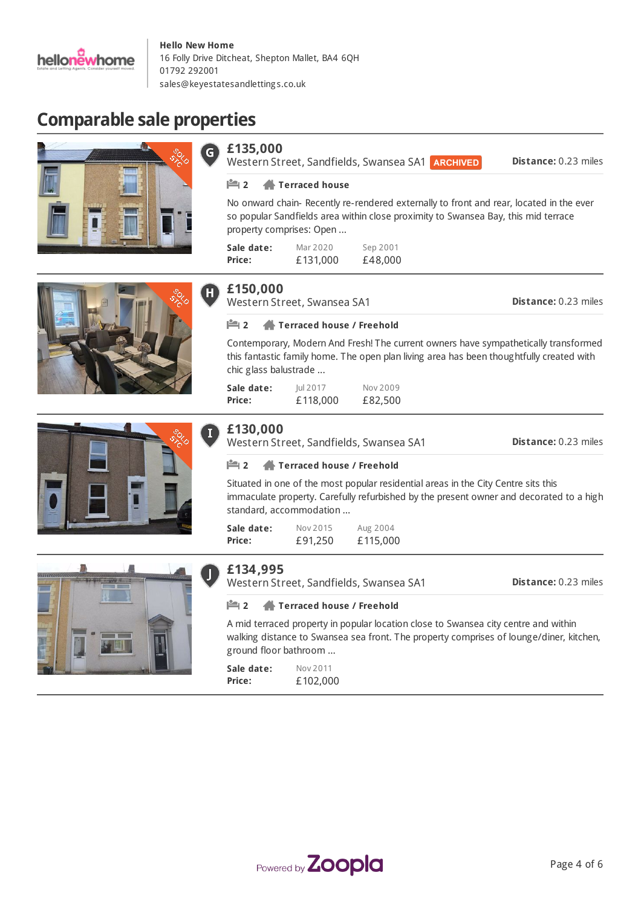**Hello New Home**
16 Folly Drive Ditcheat, Shepton Mallet, BA4 6QH
01792 292001
sales@keyestatesandlettings.co.uk

## Comparable sale properties

### G — £135,000
Western Street, Sandfields, Swansea SA1 **ARCHIVED**

**Distance:** 0.23 miles

2 | **Terraced house**

No onward chain- Recently re-rendered externally to front and rear, located in the ever so popular Sandfields area within close proximity to Swansea Bay, this mid terrace property comprises: Open ...

| **Sale date:** | Mar 2020 | Sep 2001 |
|---|---|---|
| **Price:** | £131,000 | £48,000 |

### H — £150,000
Western Street, Swansea SA1

**Distance:** 0.23 miles

2 | **Terraced house / Freehold**

Contemporary, Modern And Fresh! The current owners have sympathetically transformed this fantastic family home. The open plan living area has been thoughtfully created with chic glass balustrade ...

| **Sale date:** | Jul 2017 | Nov 2009 |
|---|---|---|
| **Price:** | £118,000 | £82,500 |

### I — £130,000
Western Street, Sandfields, Swansea SA1

**Distance:** 0.23 miles

2 | **Terraced house / Freehold**

Situated in one of the most popular residential areas in the City Centre sits this immaculate property. Carefully refurbished by the present owner and decorated to a high standard, accommodation ...

| **Sale date:** | Nov 2015 | Aug 2004 |
|---|---|---|
| **Price:** | £91,250 | £115,000 |

### J — £134,995
Western Street, Sandfields, Swansea SA1

**Distance:** 0.23 miles

2 | **Terraced house / Freehold**

A mid terraced property in popular location close to Swansea city centre and within walking distance to Swansea sea front. The property comprises of lounge/diner, kitchen, ground floor bathroom ...

| **Sale date:** | Nov 2011 |
|---|---|
| **Price:** | £102,000 |

Powered by Zoopla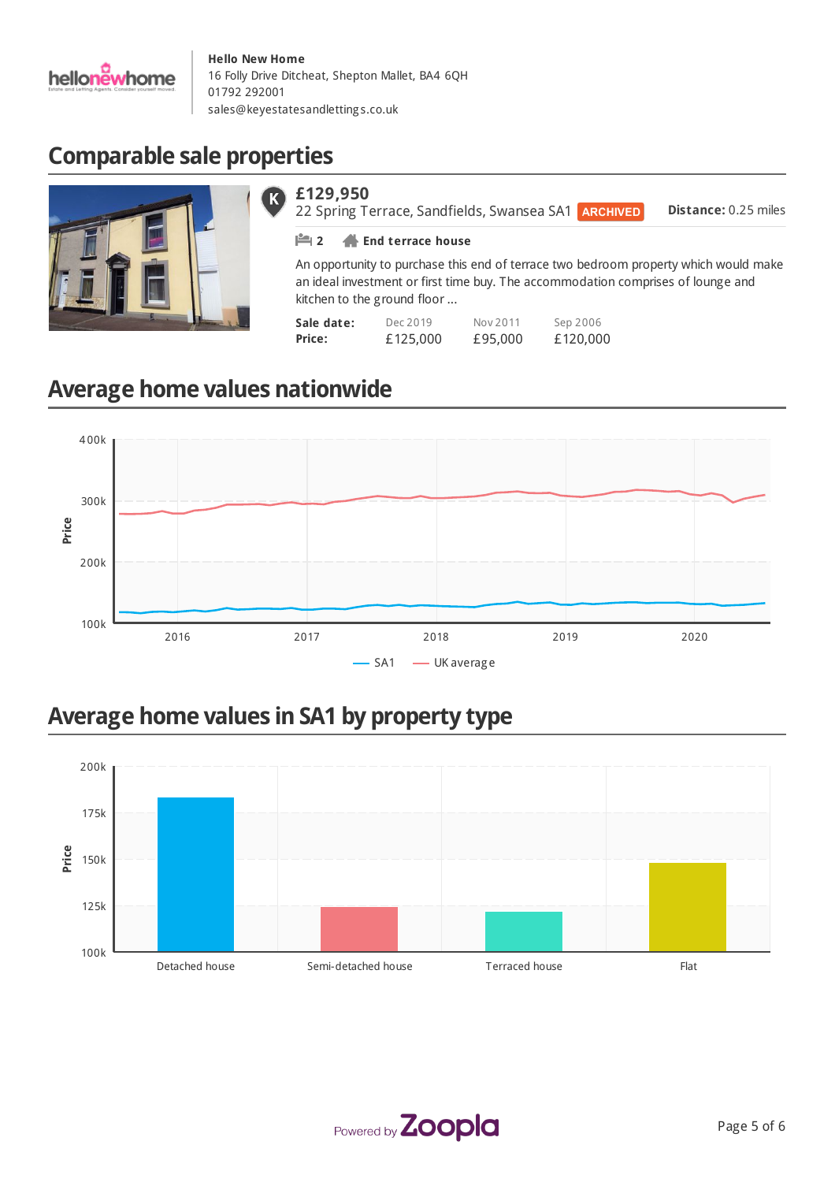**Hello New Home**
16 Folly Drive Ditcheat, Shepton Mallet, BA4 6QH
01792 292001
sales@keyestatesandlettings.co.uk

## Comparable sale properties

**£129,950**
22 Spring Terrace, Sandfields, Swansea SA1 ARCHIVED

**Distance:** 0.25 miles

2 **End terrace house**

An opportunity to purchase this end of terrace two bedroom property which would make an ideal investment or first time buy. The accommodation comprises of lounge and kitchen to the ground floor ...

| **Sale date:** | Dec 2019 | Nov 2011 | Sep 2006 |
|---|---|---|---|
| **Price:** | £125,000 | £95,000 | £120,000 |

## Average home values nationwide

## Average home values in SA1 by property type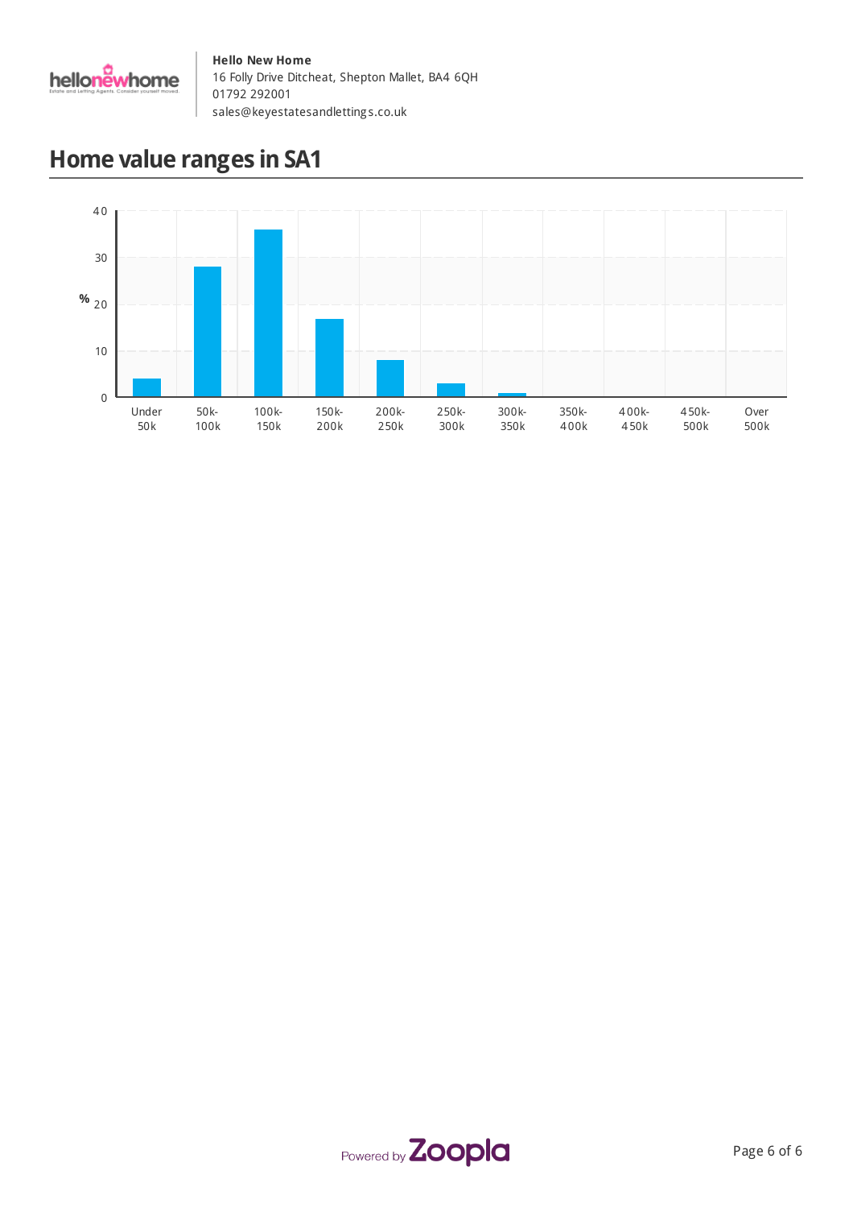**Hello New Home**
16 Folly Drive Ditcheat, Shepton Mallet, BA4 6QH
01792 292001
sales@keyestatesandlettings.co.uk

# Home value ranges in SA1

%
40
30
20
10
0

Under 50k
50k-100k
100k-150k
150k-200k
200k-250k
250k-300k
300k-350k
350k-400k
400k-450k
450k-500k
Over 500k

Powered by Zoopla